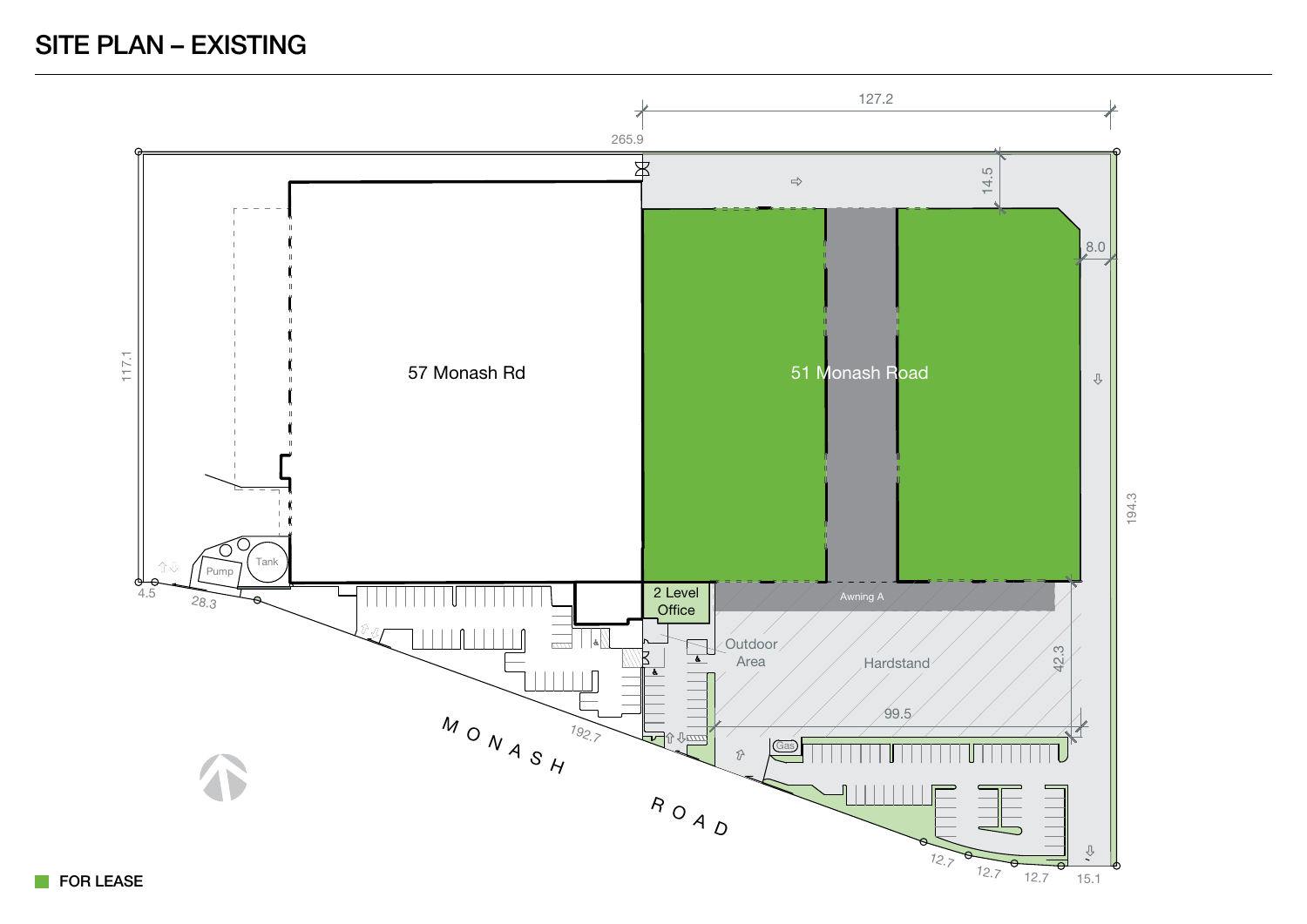# SITE PLAN – EXISTING

127.2

265.9

14.5

8.0

117.1

57 Monash Rd

51 Monash Road

194.3

Tank

Pump

4.5

28.3

2 Level Office

Awning A

Outdoor Area

Hardstand

42.3

99.5

Gas

MONASH ROAD

192.7

12.7

12.7

12.7

15.1

FOR LEASE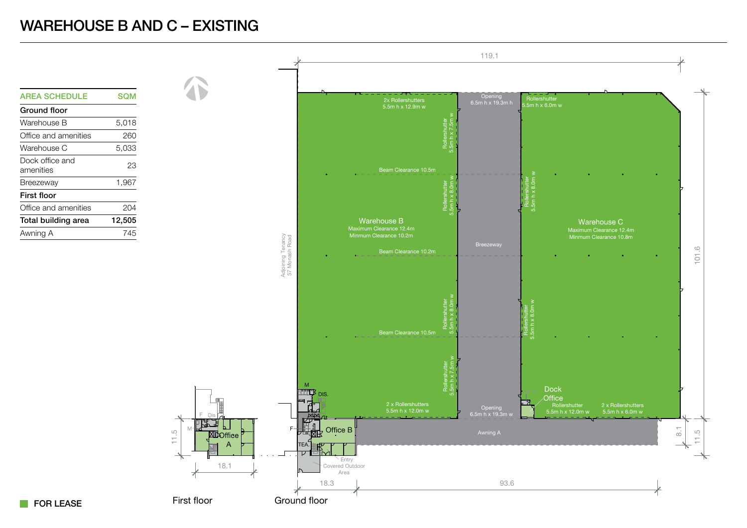# WAREHOUSE B AND C – EXISTING

| AREA SCHEDULE | SQM |
|---|---|
| **Ground floor** | |
| Warehouse B | 5,018 |
| Office and amenities | 260 |
| Warehouse C | 5,033 |
| Dock office and amenities | 23 |
| Breezeway | 1,967 |
| **First floor** | |
| Office and amenities | 204 |
| **Total building area** | **12,505** |
| Awning A | 745 |

119.1

101.6

Adjoining Tenancy
57 Monash Road

2x Rollershutters
5.5m h x 12.9m w

Opening
6.5m h x 19.3m h

Rollershutter
5.5m h x 6.0m w

Rollershutter
5.5m h x 7.5m w

Beam Clearance 10.5m

Rollershutter
5.5m h x 8.0m w

Rollershutter
5.5m h x 8.0m w

Warehouse B
Maximum Clearance 12.4m
Minmum Clearance 10.2m

Breezeway

Warehouse C
Maximum Clearance 12.4m
Minmum Clearance 10.8m

Beam Clearance 10.2m

Rollershutter
5.5m h x 8.0m w

Rollershutter
5.5m h x 8.0m w

Beam Clearance 10.5m

Rollershutter
5.5m h x 7.5m w

M

DIS.

2 x Rollershutters
5.5m h x 12.0m w

Opening
6.5m h x 19.3m w

Dock Office

Rollershutter
5.5m h x 12.0m w

2 x Rollershutters
5.5m h x 6.0m w

F

Office B

TEA

Awning A

Entry

Covered Outdoor Area

8.1

11.5

18.3

93.6

F Dis

M

Office A

11.5

18.1

FOR LEASE

First floor

Ground floor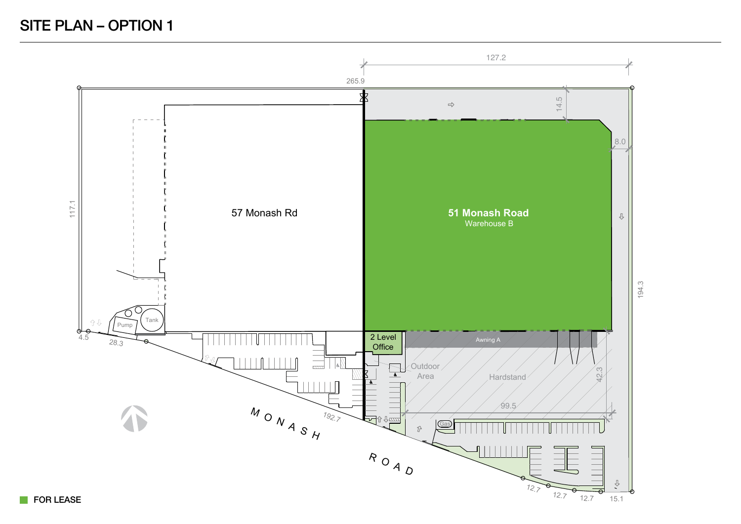# SITE PLAN – OPTION 1

57 Monash Rd

**51 Monash Road**
Warehouse B

2 Level Office

Awning A

Outdoor Area

Hardstand

Pump

Tank

Gas

MONASH ROAD

127.2

265.9

14.5

8.0

117.1

194.3

42.3

99.5

192.7

4.5

28.3

12.7

12.7

12.7

15.1

FOR LEASE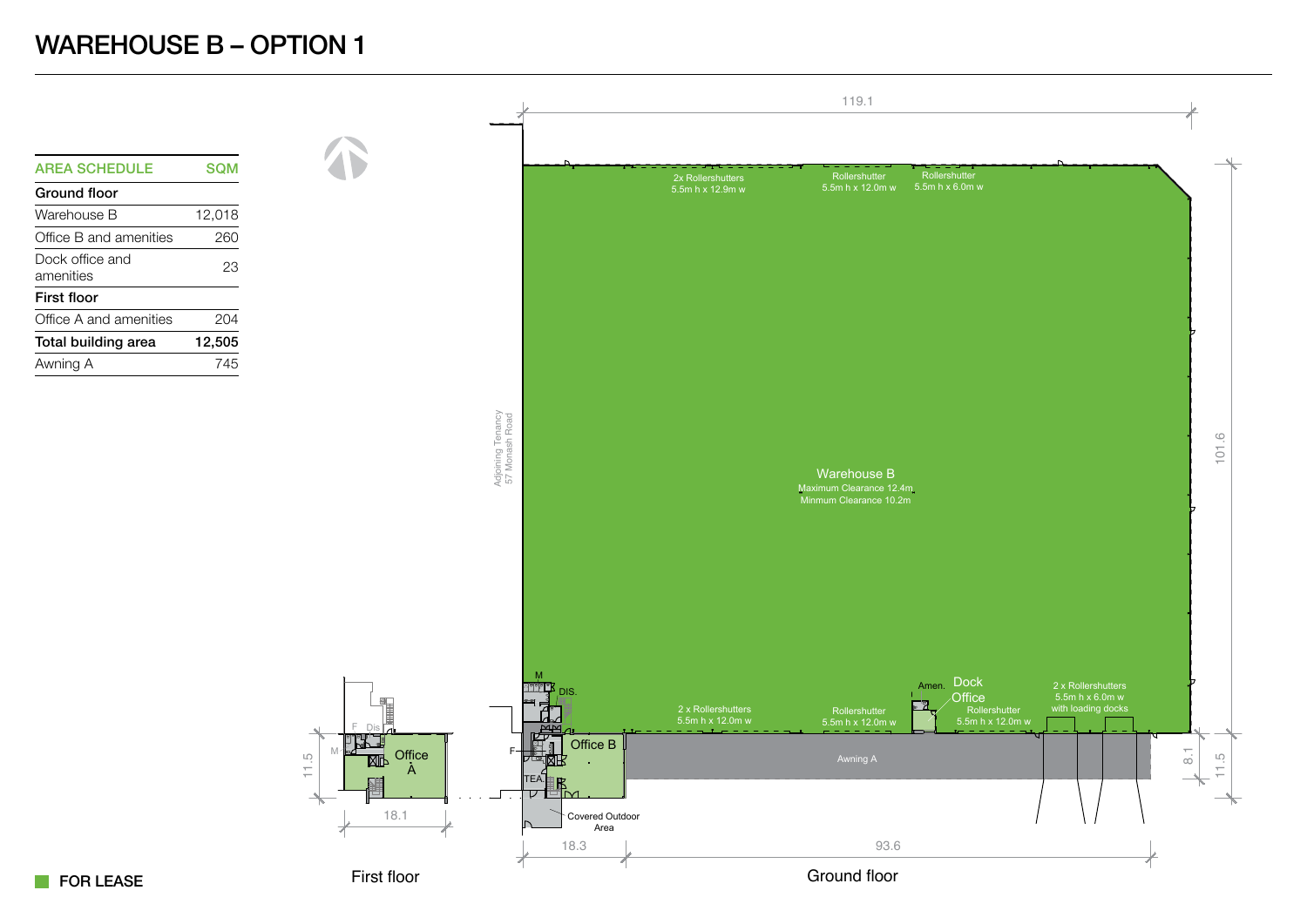# WAREHOUSE B – OPTION 1

| AREA SCHEDULE | SQM |
|---|---|
| **Ground floor** | |
| Warehouse B | 12,018 |
| Office B and amenities | 260 |
| Dock office and amenities | 23 |
| **First floor** | |
| Office A and amenities | 204 |
| **Total building area** | **12,505** |
| Awning A | 745 |

119.1

2x Rollershutters 5.5m h x 12.9m w

Rollershutter 5.5m h x 12.0m w

Rollershutter 5.5m h x 6.0m w

Adjoining Tenancy 57 Monash Road

Warehouse B
Maximum Clearance 12.4m
Minmum Clearance 10.2m

101.6

M

DIS.

Amen. Dock Office

2 x Rollershutters 5.5m h x 6.0m w with loading docks

2 x Rollershutters 5.5m h x 12.0m w

Rollershutter 5.5m h x 12.0m w

Rollershutter 5.5m h x 12.0m w

F

Office B

TEA

Awning A

8.1

11.5

Covered Outdoor Area

18.3

93.6

Ground floor

F Dis

M

Office A

11.5

18.1

First floor

FOR LEASE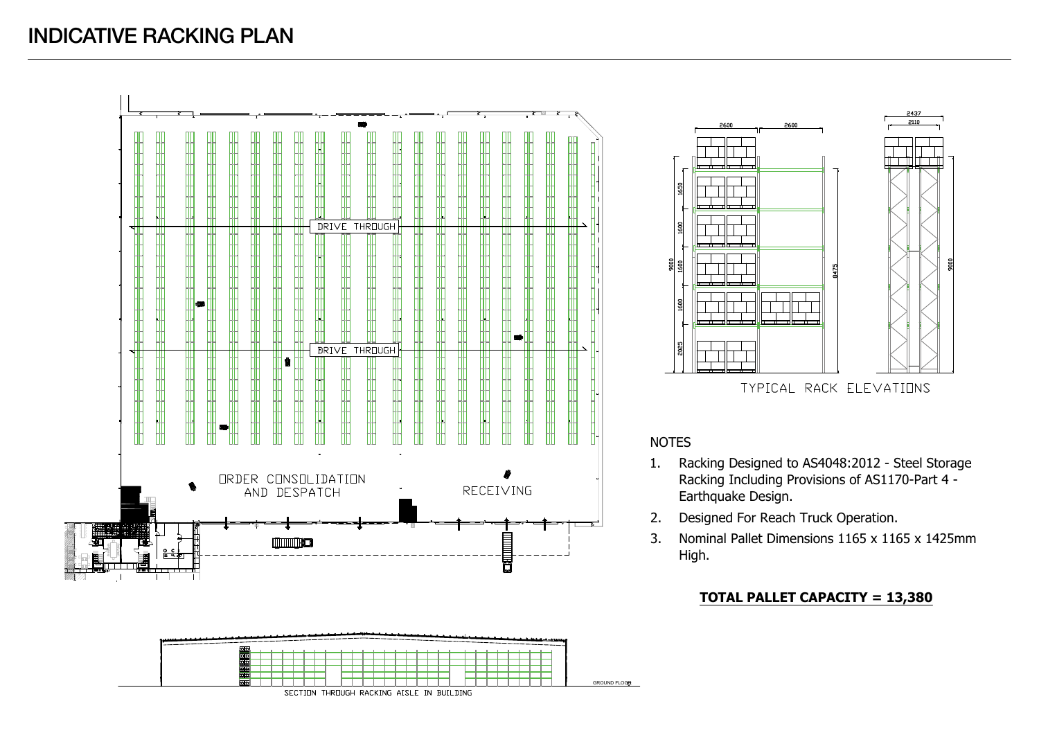# INDICATIVE RACKING PLAN

DRIVE THROUGH

DRIVE THROUGH

ORDER CONSOLIDATION AND DESPATCH

RECEIVING

SECTION THROUGH RACKING AISLE IN BUILDING

GROUND FLOOR

2600 2600

2437 2110

9000 1650 1600 1600 1600 2025

8475

9000

TYPICAL RACK ELEVATIONS

## NOTES

1. Racking Designed to AS4048:2012 - Steel Storage Racking Including Provisions of AS1170-Part 4 - Earthquake Design.
2. Designed For Reach Truck Operation.
3. Nominal Pallet Dimensions 1165 x 1165 x 1425mm High.

**TOTAL PALLET CAPACITY = 13,380**